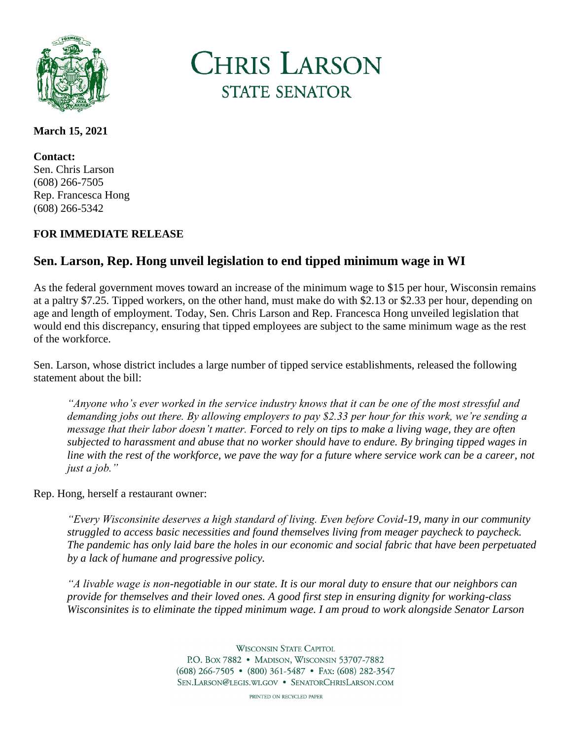# CHRIS LARSON
## STATE SENATOR

**March 15, 2021**

**Contact:**
Sen. Chris Larson
(608) 266-7505
Rep. Francesca Hong
(608) 266-5342

**FOR IMMEDIATE RELEASE**

## Sen. Larson, Rep. Hong unveil legislation to end tipped minimum wage in WI

As the federal government moves toward an increase of the minimum wage to $15 per hour, Wisconsin remains at a paltry $7.25. Tipped workers, on the other hand, must make do with $2.13 or $2.33 per hour, depending on age and length of employment. Today, Sen. Chris Larson and Rep. Francesca Hong unveiled legislation that would end this discrepancy, ensuring that tipped employees are subject to the same minimum wage as the rest of the workforce.

Sen. Larson, whose district includes a large number of tipped service establishments, released the following statement about the bill:

> *"Anyone who's ever worked in the service industry knows that it can be one of the most stressful and demanding jobs out there. By allowing employers to pay $2.33 per hour for this work, we're sending a message that their labor doesn't matter. Forced to rely on tips to make a living wage, they are often subjected to harassment and abuse that no worker should have to endure. By bringing tipped wages in line with the rest of the workforce, we pave the way for a future where service work can be a career, not just a job."*

Rep. Hong, herself a restaurant owner:

> *"Every Wisconsinite deserves a high standard of living. Even before Covid-19, many in our community struggled to access basic necessities and found themselves living from meager paycheck to paycheck. The pandemic has only laid bare the holes in our economic and social fabric that have been perpetuated by a lack of humane and progressive policy.*
>
> *"A livable wage is non-negotiable in our state. It is our moral duty to ensure that our neighbors can provide for themselves and their loved ones. A good first step in ensuring dignity for working-class Wisconsinites is to eliminate the tipped minimum wage. I am proud to work alongside Senator Larson*

WISCONSIN STATE CAPITOL
P.O. BOX 7882 • MADISON, WISCONSIN 53707-7882
(608) 266-7505 • (800) 361-5487 • FAX: (608) 282-3547
SEN.LARSON@LEGIS.WI.GOV • SENATORCHRISLARSON.COM

PRINTED ON RECYCLED PAPER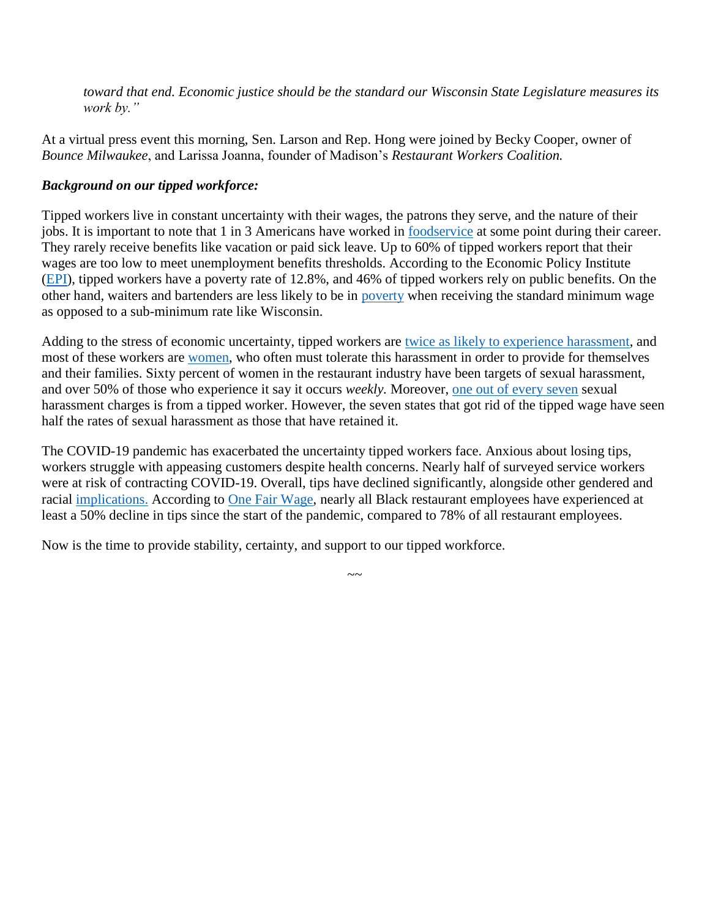*toward that end. Economic justice should be the standard our Wisconsin State Legislature measures its work by."*

At a virtual press event this morning, Sen. Larson and Rep. Hong were joined by Becky Cooper, owner of *Bounce Milwaukee*, and Larissa Joanna, founder of Madison's *Restaurant Workers Coalition.*

***Background on our tipped workforce:***

Tipped workers live in constant uncertainty with their wages, the patrons they serve, and the nature of their jobs. It is important to note that 1 in 3 Americans have worked in foodservice at some point during their career. They rarely receive benefits like vacation or paid sick leave. Up to 60% of tipped workers report that their wages are too low to meet unemployment benefits thresholds. According to the Economic Policy Institute (EPI), tipped workers have a poverty rate of 12.8%, and 46% of tipped workers rely on public benefits. On the other hand, waiters and bartenders are less likely to be in poverty when receiving the standard minimum wage as opposed to a sub-minimum rate like Wisconsin.

Adding to the stress of economic uncertainty, tipped workers are twice as likely to experience harassment, and most of these workers are women, who often must tolerate this harassment in order to provide for themselves and their families. Sixty percent of women in the restaurant industry have been targets of sexual harassment, and over 50% of those who experience it say it occurs *weekly.* Moreover, one out of every seven sexual harassment charges is from a tipped worker. However, the seven states that got rid of the tipped wage have seen half the rates of sexual harassment as those that have retained it.

The COVID-19 pandemic has exacerbated the uncertainty tipped workers face. Anxious about losing tips, workers struggle with appeasing customers despite health concerns. Nearly half of surveyed service workers were at risk of contracting COVID-19. Overall, tips have declined significantly, alongside other gendered and racial implications. According to One Fair Wage, nearly all Black restaurant employees have experienced at least a 50% decline in tips since the start of the pandemic, compared to 78% of all restaurant employees.

Now is the time to provide stability, certainty, and support to our tipped workforce.

~~